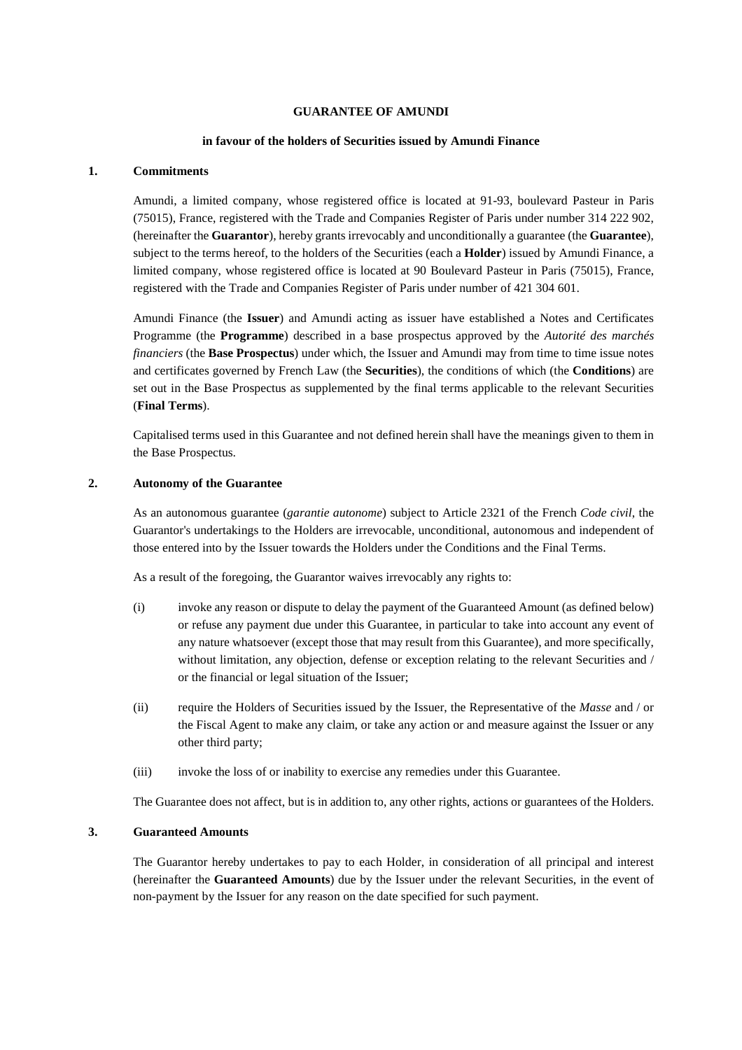**GUARANTEE OF AMUNDI**

**in favour of the holders of Securities issued by Amundi Finance**

**1. Commitments**

Amundi, a limited company, whose registered office is located at 91-93, boulevard Pasteur in Paris (75015), France, registered with the Trade and Companies Register of Paris under number 314 222 902, (hereinafter the **Guarantor**), hereby grants irrevocably and unconditionally a guarantee (the **Guarantee**), subject to the terms hereof, to the holders of the Securities (each a **Holder**) issued by Amundi Finance, a limited company, whose registered office is located at 90 Boulevard Pasteur in Paris (75015), France, registered with the Trade and Companies Register of Paris under number of 421 304 601.

Amundi Finance (the **Issuer**) and Amundi acting as issuer have established a Notes and Certificates Programme (the **Programme**) described in a base prospectus approved by the *Autorité des marchés financiers* (the **Base Prospectus**) under which, the Issuer and Amundi may from time to time issue notes and certificates governed by French Law (the **Securities**), the conditions of which (the **Conditions**) are set out in the Base Prospectus as supplemented by the final terms applicable to the relevant Securities (**Final Terms**).

Capitalised terms used in this Guarantee and not defined herein shall have the meanings given to them in the Base Prospectus.

**2. Autonomy of the Guarantee**

As an autonomous guarantee (*garantie autonome*) subject to Article 2321 of the French *Code civil*, the Guarantor's undertakings to the Holders are irrevocable, unconditional, autonomous and independent of those entered into by the Issuer towards the Holders under the Conditions and the Final Terms.

As a result of the foregoing, the Guarantor waives irrevocably any rights to:

(i) invoke any reason or dispute to delay the payment of the Guaranteed Amount (as defined below) or refuse any payment due under this Guarantee, in particular to take into account any event of any nature whatsoever (except those that may result from this Guarantee), and more specifically, without limitation, any objection, defense or exception relating to the relevant Securities and / or the financial or legal situation of the Issuer;

(ii) require the Holders of Securities issued by the Issuer, the Representative of the *Masse* and / or the Fiscal Agent to make any claim, or take any action or and measure against the Issuer or any other third party;

(iii) invoke the loss of or inability to exercise any remedies under this Guarantee.

The Guarantee does not affect, but is in addition to, any other rights, actions or guarantees of the Holders.

**3. Guaranteed Amounts**

The Guarantor hereby undertakes to pay to each Holder, in consideration of all principal and interest (hereinafter the **Guaranteed Amounts**) due by the Issuer under the relevant Securities, in the event of non-payment by the Issuer for any reason on the date specified for such payment.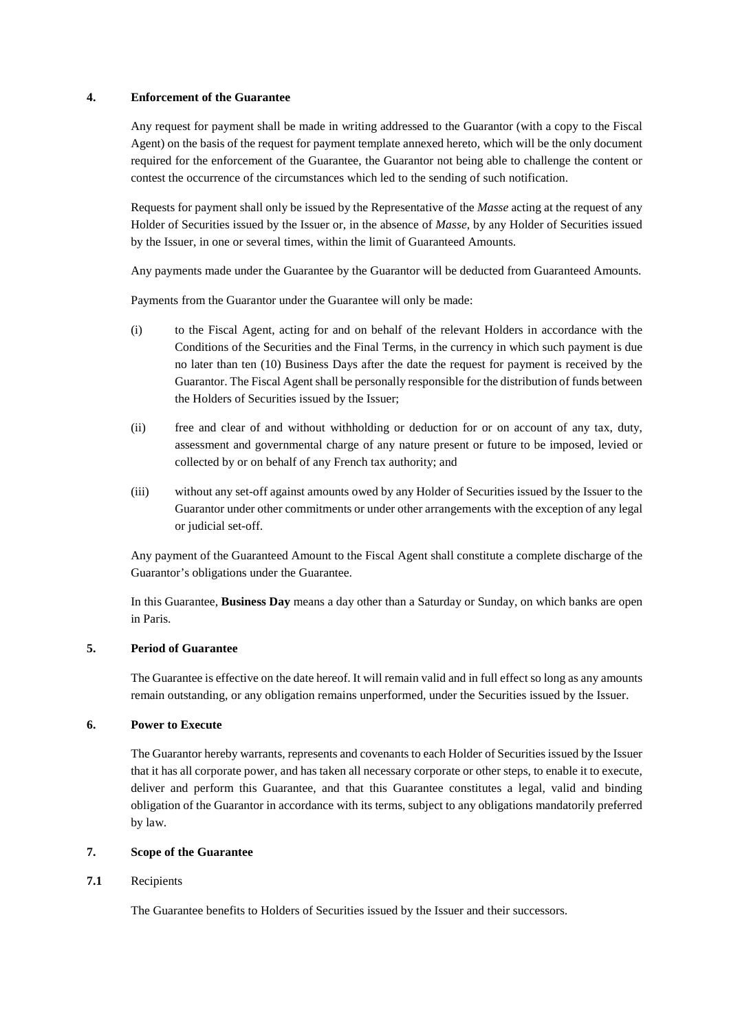## 4. Enforcement of the Guarantee

Any request for payment shall be made in writing addressed to the Guarantor (with a copy to the Fiscal Agent) on the basis of the request for payment template annexed hereto, which will be the only document required for the enforcement of the Guarantee, the Guarantor not being able to challenge the content or contest the occurrence of the circumstances which led to the sending of such notification.

Requests for payment shall only be issued by the Representative of the *Masse* acting at the request of any Holder of Securities issued by the Issuer or, in the absence of *Masse*, by any Holder of Securities issued by the Issuer, in one or several times, within the limit of Guaranteed Amounts.

Any payments made under the Guarantee by the Guarantor will be deducted from Guaranteed Amounts.

Payments from the Guarantor under the Guarantee will only be made:

(i) to the Fiscal Agent, acting for and on behalf of the relevant Holders in accordance with the Conditions of the Securities and the Final Terms, in the currency in which such payment is due no later than ten (10) Business Days after the date the request for payment is received by the Guarantor. The Fiscal Agent shall be personally responsible for the distribution of funds between the Holders of Securities issued by the Issuer;

(ii) free and clear of and without withholding or deduction for or on account of any tax, duty, assessment and governmental charge of any nature present or future to be imposed, levied or collected by or on behalf of any French tax authority; and

(iii) without any set-off against amounts owed by any Holder of Securities issued by the Issuer to the Guarantor under other commitments or under other arrangements with the exception of any legal or judicial set-off.

Any payment of the Guaranteed Amount to the Fiscal Agent shall constitute a complete discharge of the Guarantor's obligations under the Guarantee.

In this Guarantee, **Business Day** means a day other than a Saturday or Sunday, on which banks are open in Paris.

## 5. Period of Guarantee

The Guarantee is effective on the date hereof. It will remain valid and in full effect so long as any amounts remain outstanding, or any obligation remains unperformed, under the Securities issued by the Issuer.

## 6. Power to Execute

The Guarantor hereby warrants, represents and covenants to each Holder of Securities issued by the Issuer that it has all corporate power, and has taken all necessary corporate or other steps, to enable it to execute, deliver and perform this Guarantee, and that this Guarantee constitutes a legal, valid and binding obligation of the Guarantor in accordance with its terms, subject to any obligations mandatorily preferred by law.

## 7. Scope of the Guarantee

### 7.1 Recipients

The Guarantee benefits to Holders of Securities issued by the Issuer and their successors.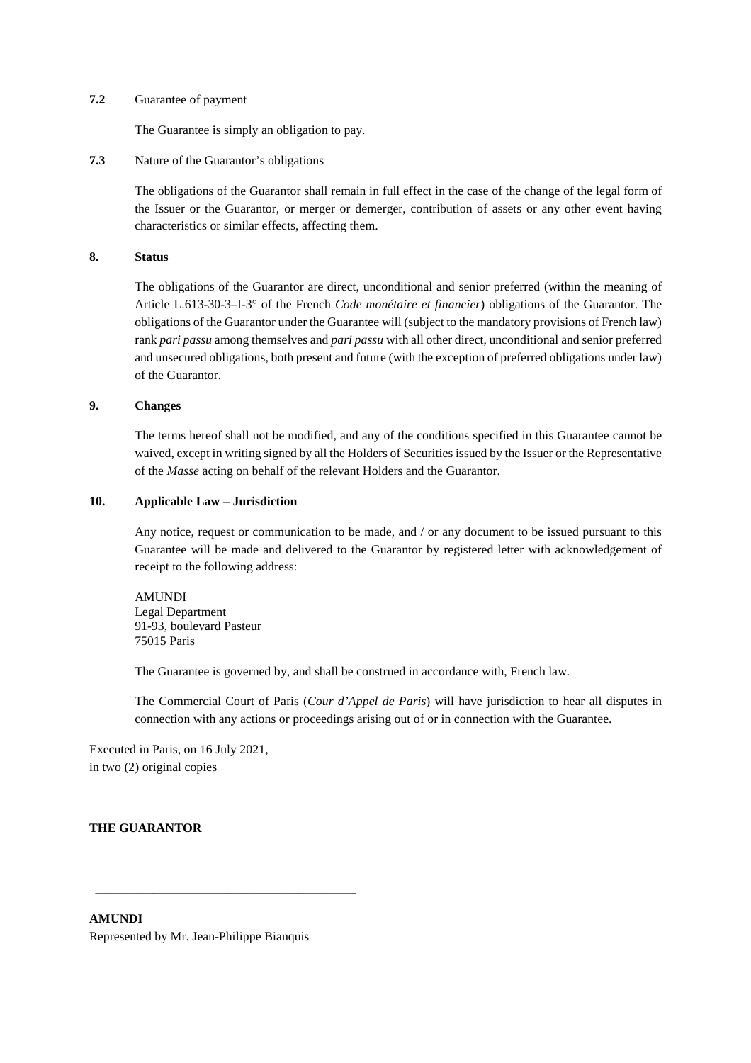**7.2** Guarantee of payment

The Guarantee is simply an obligation to pay.

**7.3** Nature of the Guarantor's obligations

The obligations of the Guarantor shall remain in full effect in the case of the change of the legal form of the Issuer or the Guarantor, or merger or demerger, contribution of assets or any other event having characteristics or similar effects, affecting them.

## 8. Status

The obligations of the Guarantor are direct, unconditional and senior preferred (within the meaning of Article L.613-30-3–I-3° of the French *Code monétaire et financier*) obligations of the Guarantor. The obligations of the Guarantor under the Guarantee will (subject to the mandatory provisions of French law) rank *pari passu* among themselves and *pari passu* with all other direct, unconditional and senior preferred and unsecured obligations, both present and future (with the exception of preferred obligations under law) of the Guarantor.

## 9. Changes

The terms hereof shall not be modified, and any of the conditions specified in this Guarantee cannot be waived, except in writing signed by all the Holders of Securities issued by the Issuer or the Representative of the *Masse* acting on behalf of the relevant Holders and the Guarantor.

## 10. Applicable Law – Jurisdiction

Any notice, request or communication to be made, and / or any document to be issued pursuant to this Guarantee will be made and delivered to the Guarantor by registered letter with acknowledgement of receipt to the following address:

AMUNDI
Legal Department
91-93, boulevard Pasteur
75015 Paris

The Guarantee is governed by, and shall be construed in accordance with, French law.

The Commercial Court of Paris (*Cour d'Appel de Paris*) will have jurisdiction to hear all disputes in connection with any actions or proceedings arising out of or in connection with the Guarantee.

Executed in Paris, on 16 July 2021,
in two (2) original copies

**THE GUARANTOR**

\_\_\_\_\_\_\_\_\_\_\_\_\_\_\_\_\_\_\_\_\_\_\_\_\_\_\_\_\_\_\_\_\_\_\_\_\_\_\_\_

**AMUNDI**
Represented by Mr. Jean-Philippe Bianquis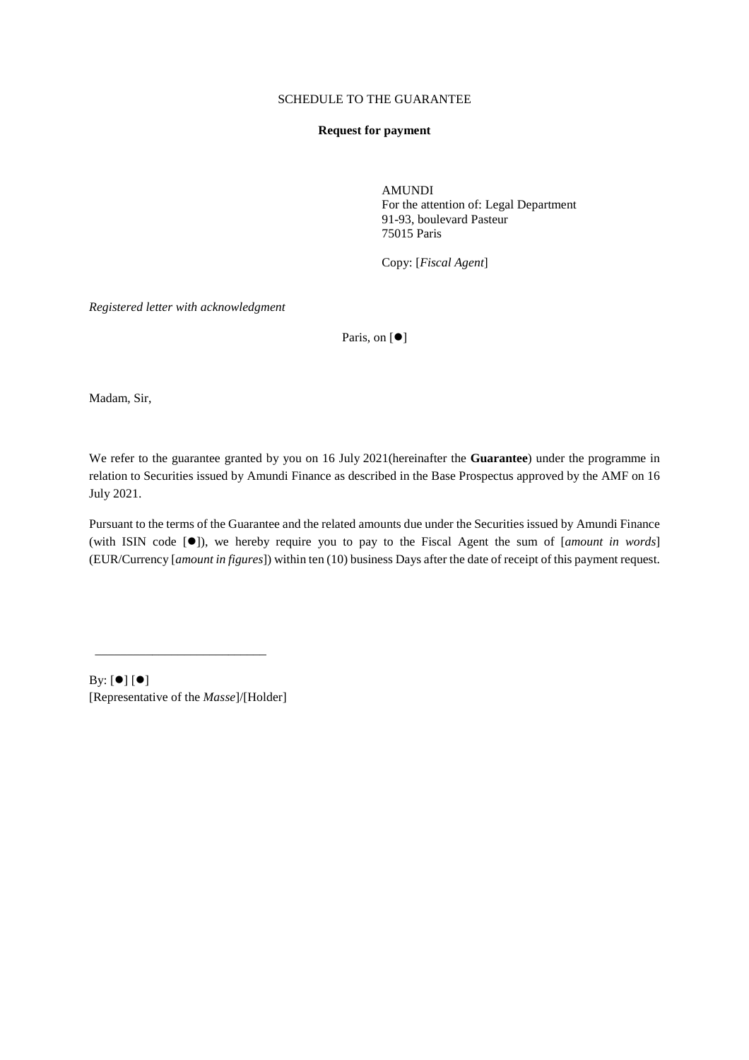SCHEDULE TO THE GUARANTEE

**Request for payment**

AMUNDI
For the attention of: Legal Department
91-93, boulevard Pasteur
75015 Paris

Copy: [*Fiscal Agent*]

*Registered letter with acknowledgment*

Paris, on [●]

Madam, Sir,

We refer to the guarantee granted by you on 16 July 2021(hereinafter the **Guarantee**) under the programme in relation to Securities issued by Amundi Finance as described in the Base Prospectus approved by the AMF on 16 July 2021.

Pursuant to the terms of the Guarantee and the related amounts due under the Securities issued by Amundi Finance (with ISIN code [●]), we hereby require you to pay to the Fiscal Agent the sum of [*amount in words*] (EUR/Currency [*amount in figures*]) within ten (10) business Days after the date of receipt of this payment request.

___________________________

By: [●] [●]
[Representative of the *Masse*]/[Holder]